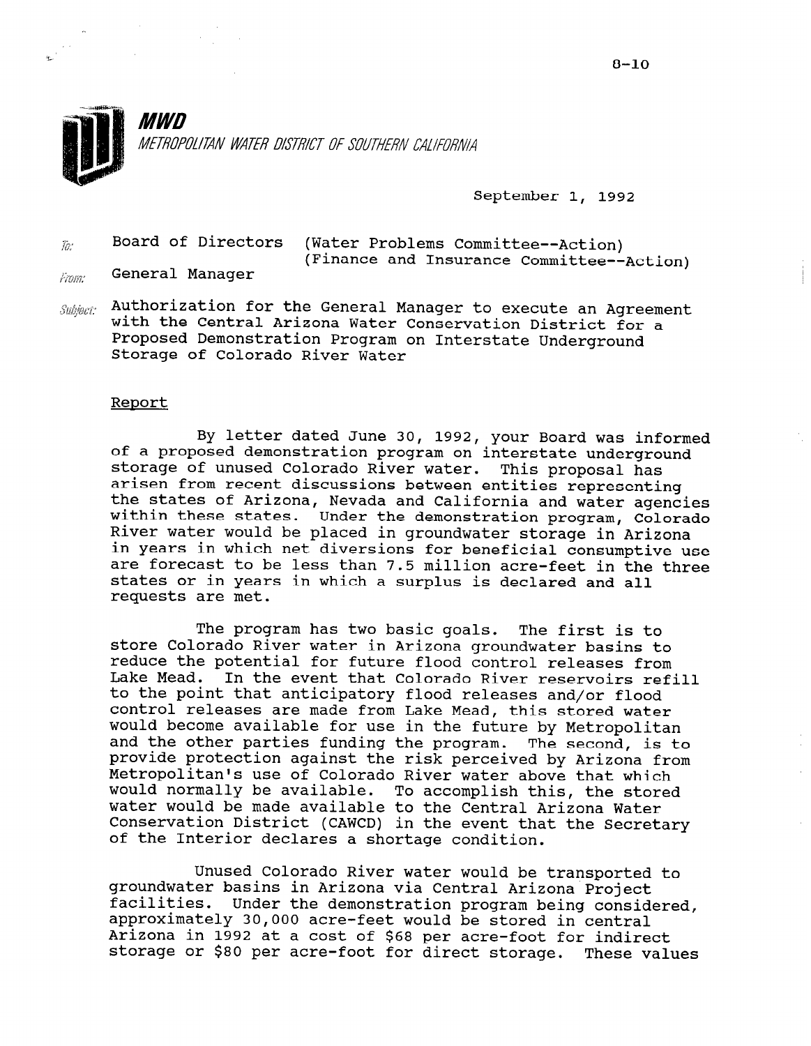8-10

**MWD**

*METROPOLITAN WATER DISTRICT OF SOUTHERN CALIFORNIA*

September 1, 1992

To: Board of Directors (Water Problems Committee--Action)
(Finance and Insurance Committee--Action)

From: General Manager

Subject: Authorization for the General Manager to execute an Agreement with the Central Arizona Water Conservation District for a Proposed Demonstration Program on Interstate Underground Storage of Colorado River Water

Report

By letter dated June 30, 1992, your Board was informed of a proposed demonstration program on interstate underground storage of unused Colorado River water. This proposal has arisen from recent discussions between entities representing the states of Arizona, Nevada and California and water agencies within these states. Under the demonstration program, Colorado River water would be placed in groundwater storage in Arizona in years in which net diversions for beneficial consumptive use are forecast to be less than 7.5 million acre-feet in the three states or in years in which a surplus is declared and all requests are met.

The program has two basic goals. The first is to store Colorado River water in Arizona groundwater basins to reduce the potential for future flood control releases from Lake Mead. In the event that Colorado River reservoirs refill to the point that anticipatory flood releases and/or flood control releases are made from Lake Mead, this stored water would become available for use in the future by Metropolitan and the other parties funding the program. The second, is to provide protection against the risk perceived by Arizona from Metropolitan's use of Colorado River water above that which would normally be available. To accomplish this, the stored water would be made available to the Central Arizona Water Conservation District (CAWCD) in the event that the Secretary of the Interior declares a shortage condition.

Unused Colorado River water would be transported to groundwater basins in Arizona via Central Arizona Project facilities. Under the demonstration program being considered, approximately 30,000 acre-feet would be stored in central Arizona in 1992 at a cost of $68 per acre-foot for indirect storage or $80 per acre-foot for direct storage. These values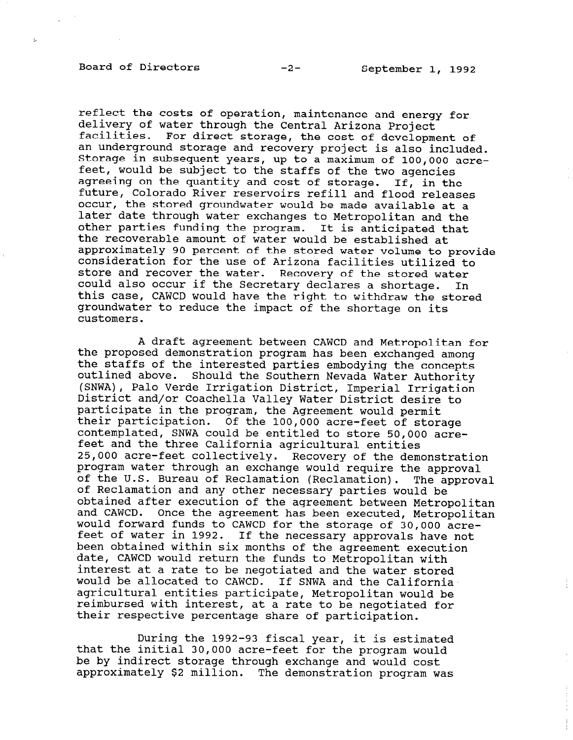reflect the costs of operation, maintenance and energy for delivery of water through the Central Arizona Project facilities. For direct storage, the cost of development of an underground storage and recovery project is also included. Storage in subsequent years, up to a maximum of 100,000 acre-feet, would be subject to the staffs of the two agencies agreeing on the quantity and cost of storage. If, in the future, Colorado River reservoirs refill and flood releases occur, the stored groundwater would be made available at a later date through water exchanges to Metropolitan and the other parties funding the program. It is anticipated that the recoverable amount of water would be established at approximately 90 percent of the stored water volume to provide consideration for the use of Arizona facilities utilized to store and recover the water. Recovery of the stored water could also occur if the Secretary declares a shortage. In this case, CAWCD would have the right to withdraw the stored groundwater to reduce the impact of the shortage on its customers.

A draft agreement between CAWCD and Metropolitan for the proposed demonstration program has been exchanged among the staffs of the interested parties embodying the concepts outlined above. Should the Southern Nevada Water Authority (SNWA), Palo Verde Irrigation District, Imperial Irrigation District and/or Coachella Valley Water District desire to participate in the program, the Agreement would permit their participation. Of the 100,000 acre-feet of storage contemplated, SNWA could be entitled to store 50,000 acre-feet and the three California agricultural entities 25,000 acre-feet collectively. Recovery of the demonstration program water through an exchange would require the approval of the U.S. Bureau of Reclamation (Reclamation). The approval of Reclamation and any other necessary parties would be obtained after execution of the agreement between Metropolitan and CAWCD. Once the agreement has been executed, Metropolitan would forward funds to CAWCD for the storage of 30,000 acre-feet of water in 1992. If the necessary approvals have not been obtained within six months of the agreement execution date, CAWCD would return the funds to Metropolitan with interest at a rate to be negotiated and the water stored would be allocated to CAWCD. If SNWA and the California agricultural entities participate, Metropolitan would be reimbursed with interest, at a rate to be negotiated for their respective percentage share of participation.

During the 1992-93 fiscal year, it is estimated that the initial 30,000 acre-feet for the program would be by indirect storage through exchange and would cost approximately $2 million. The demonstration program was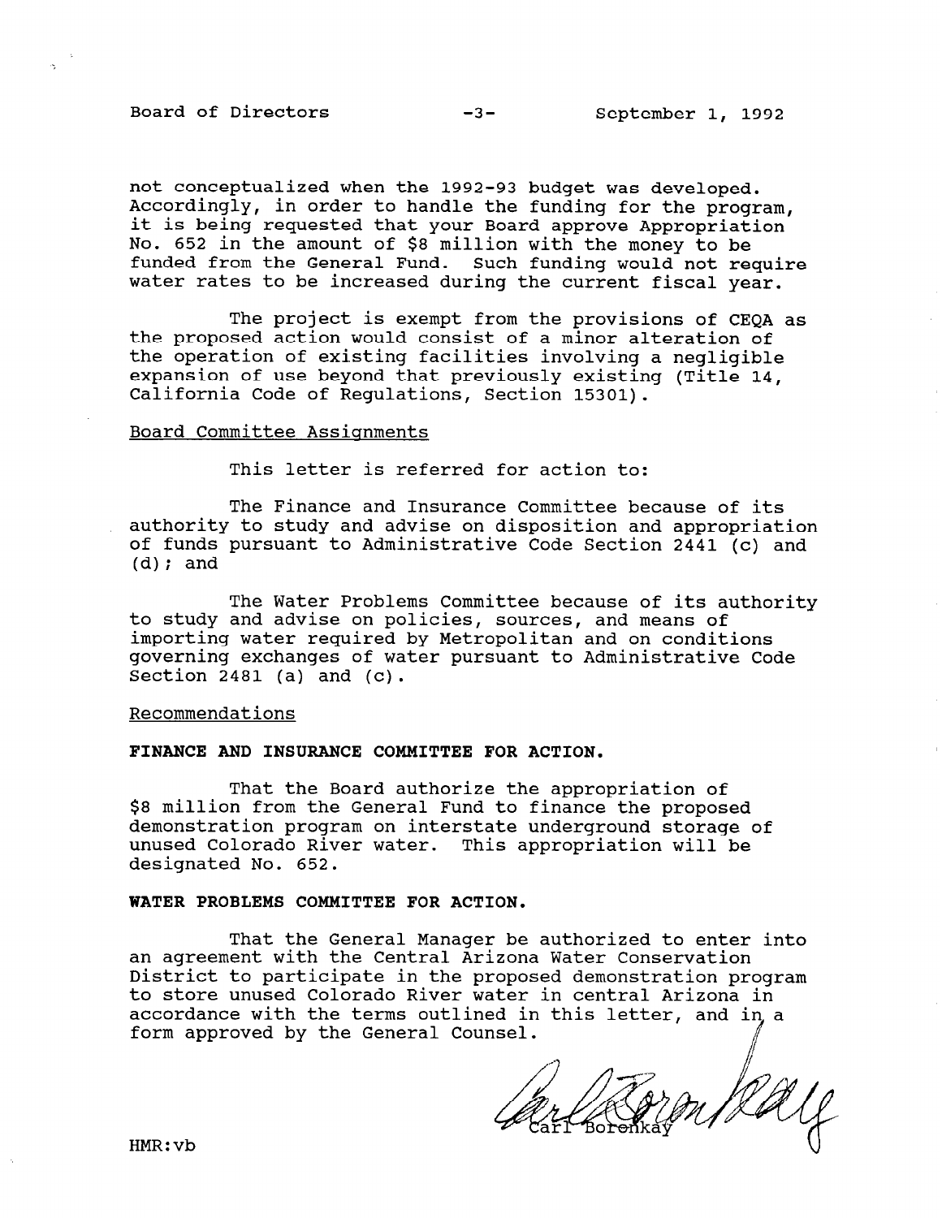not conceptualized when the 1992-93 budget was developed. Accordingly, in order to handle the funding for the program, it is being requested that your Board approve Appropriation No. 652 in the amount of $8 million with the money to be funded from the General Fund. Such funding would not require water rates to be increased during the current fiscal year.

The project is exempt from the provisions of CEQA as the proposed action would consist of a minor alteration of the operation of existing facilities involving a negligible expansion of use beyond that previously existing (Title 14, California Code of Regulations, Section 15301).

Board Committee Assignments

This letter is referred for action to:

The Finance and Insurance Committee because of its authority to study and advise on disposition and appropriation of funds pursuant to Administrative Code Section 2441 (c) and (d); and

The Water Problems Committee because of its authority to study and advise on policies, sources, and means of importing water required by Metropolitan and on conditions governing exchanges of water pursuant to Administrative Code Section 2481 (a) and (c).

Recommendations

**FINANCE AND INSURANCE COMMITTEE FOR ACTION.**

That the Board authorize the appropriation of $8 million from the General Fund to finance the proposed demonstration program on interstate underground storage of unused Colorado River water. This appropriation will be designated No. 652.

**WATER PROBLEMS COMMITTEE FOR ACTION.**

That the General Manager be authorized to enter into an agreement with the Central Arizona Water Conservation District to participate in the proposed demonstration program to store unused Colorado River water in central Arizona in accordance with the terms outlined in this letter, and in a form approved by the General Counsel.

Carl Boronkay

HMR:vb